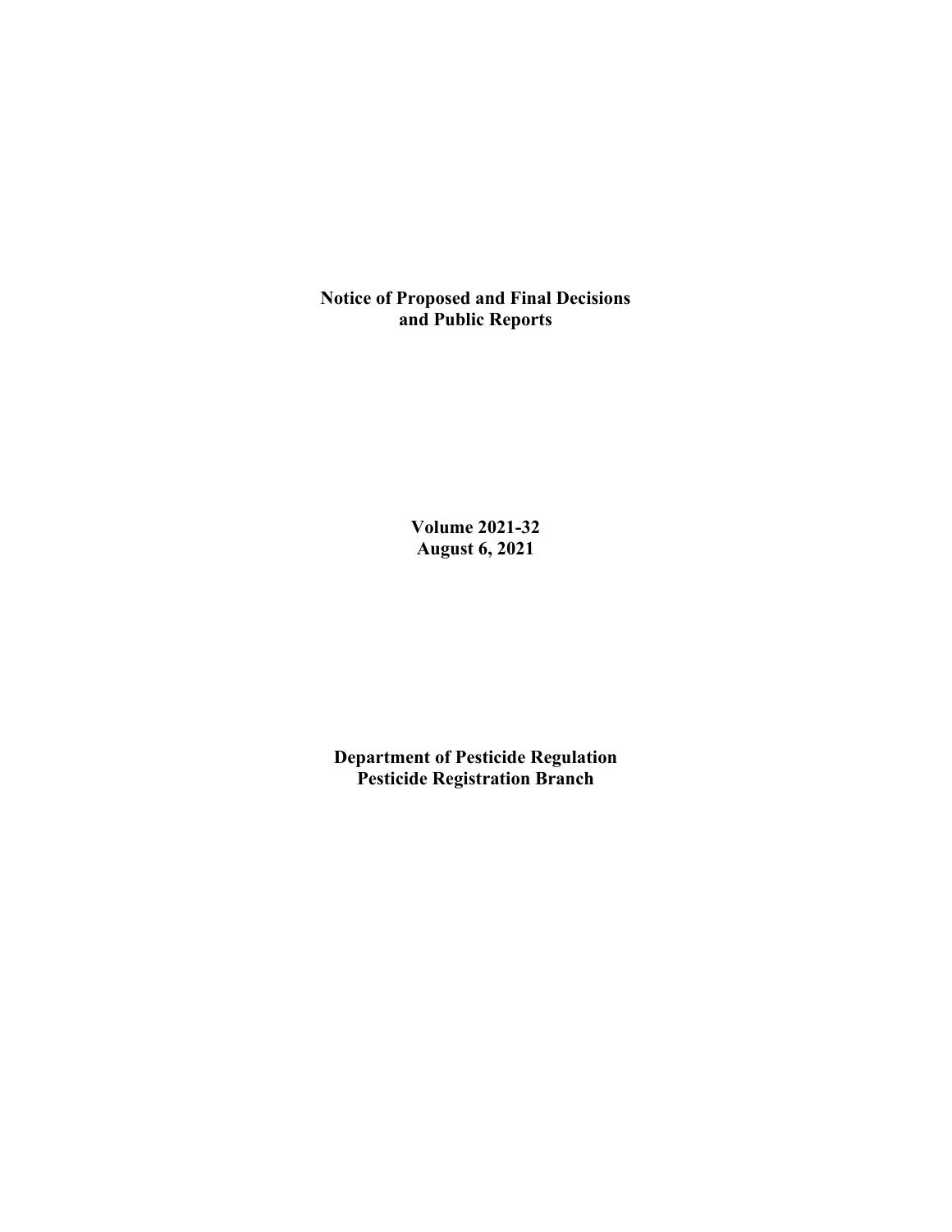# Notice of Proposed and Final Decisions and Public Reports

**Volume 2021-32**
**August 6, 2021**

**Department of Pesticide Regulation**
**Pesticide Registration Branch**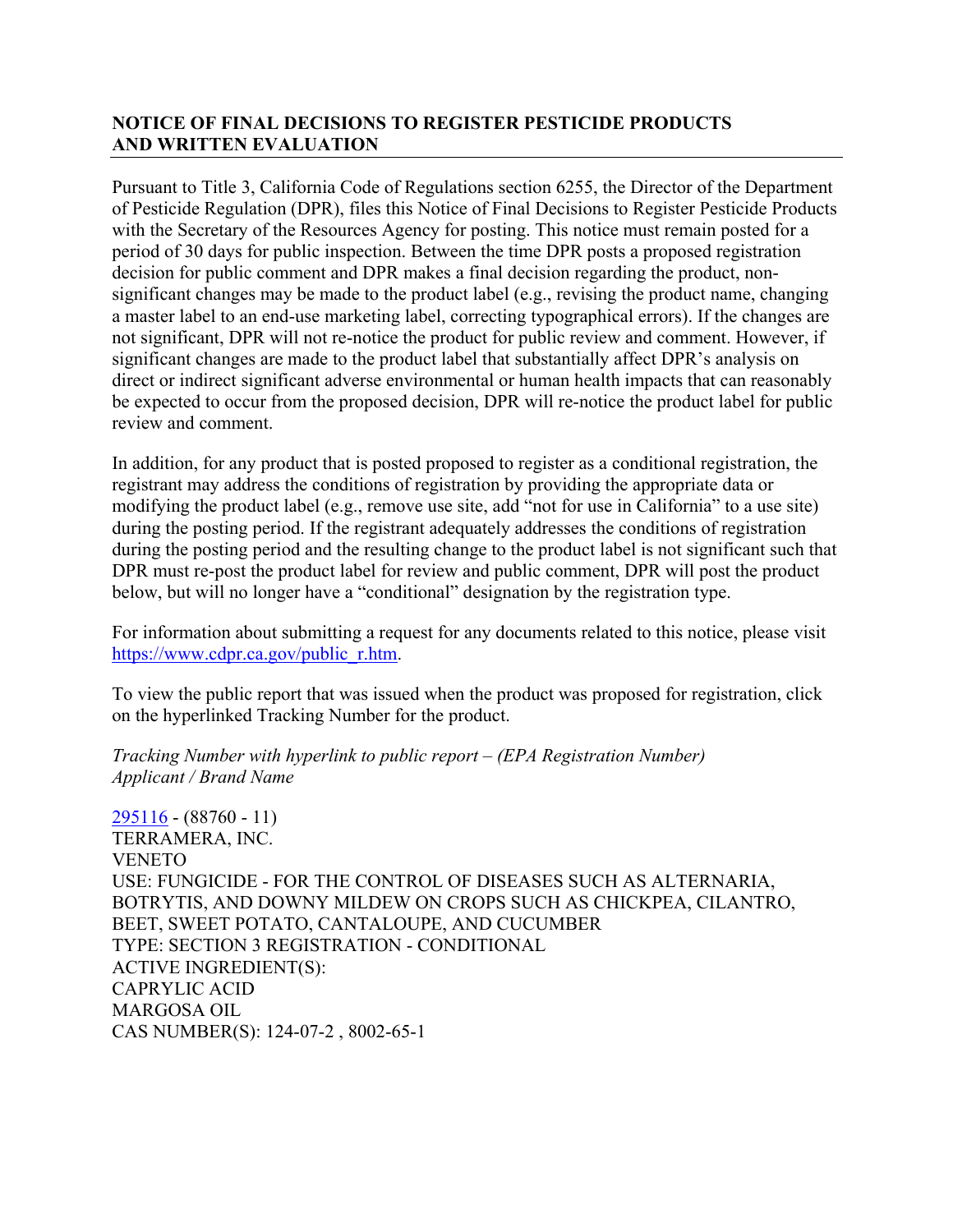## NOTICE OF FINAL DECISIONS TO REGISTER PESTICIDE PRODUCTS AND WRITTEN EVALUATION

Pursuant to Title 3, California Code of Regulations section 6255, the Director of the Department of Pesticide Regulation (DPR), files this Notice of Final Decisions to Register Pesticide Products with the Secretary of the Resources Agency for posting. This notice must remain posted for a period of 30 days for public inspection. Between the time DPR posts a proposed registration decision for public comment and DPR makes a final decision regarding the product, non-significant changes may be made to the product label (e.g., revising the product name, changing a master label to an end-use marketing label, correcting typographical errors). If the changes are not significant, DPR will not re-notice the product for public review and comment. However, if significant changes are made to the product label that substantially affect DPR's analysis on direct or indirect significant adverse environmental or human health impacts that can reasonably be expected to occur from the proposed decision, DPR will re-notice the product label for public review and comment.

In addition, for any product that is posted proposed to register as a conditional registration, the registrant may address the conditions of registration by providing the appropriate data or modifying the product label (e.g., remove use site, add "not for use in California" to a use site) during the posting period. If the registrant adequately addresses the conditions of registration during the posting period and the resulting change to the product label is not significant such that DPR must re-post the product label for review and public comment, DPR will post the product below, but will no longer have a "conditional" designation by the registration type.

For information about submitting a request for any documents related to this notice, please visit https://www.cdpr.ca.gov/public_r.htm.

To view the public report that was issued when the product was proposed for registration, click on the hyperlinked Tracking Number for the product.

*Tracking Number with hyperlink to public report – (EPA Registration Number)*
*Applicant / Brand Name*

295116 - (88760 - 11)
TERRAMERA, INC.
VENETO
USE: FUNGICIDE - FOR THE CONTROL OF DISEASES SUCH AS ALTERNARIA, BOTRYTIS, AND DOWNY MILDEW ON CROPS SUCH AS CHICKPEA, CILANTRO, BEET, SWEET POTATO, CANTALOUPE, AND CUCUMBER
TYPE: SECTION 3 REGISTRATION - CONDITIONAL
ACTIVE INGREDIENT(S):
CAPRYLIC ACID
MARGOSA OIL
CAS NUMBER(S): 124-07-2 , 8002-65-1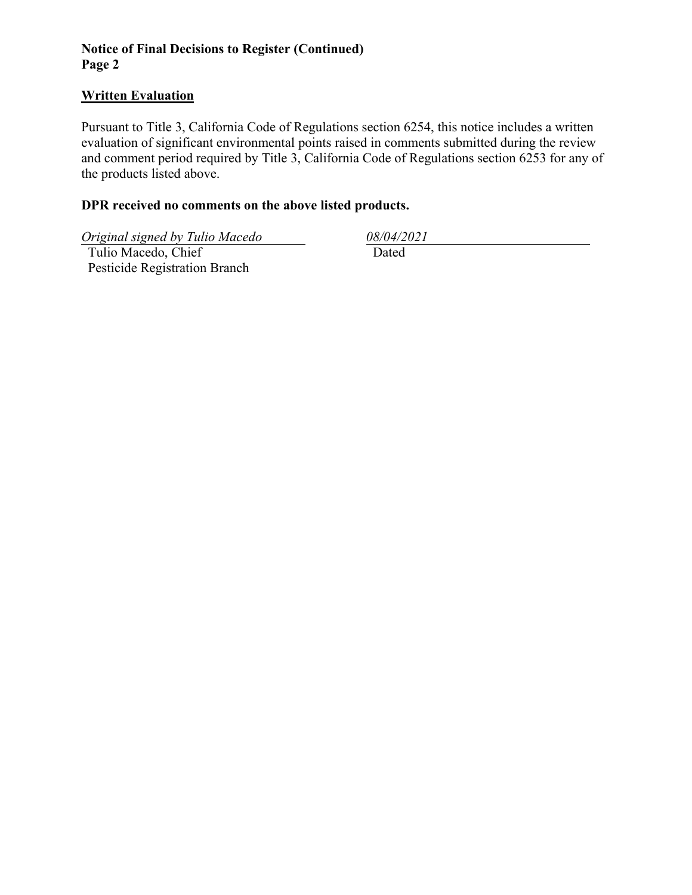**Notice of Final Decisions to Register (Continued)**
**Page 2**

## Written Evaluation

Pursuant to Title 3, California Code of Regulations section 6254, this notice includes a written evaluation of significant environmental points raised in comments submitted during the review and comment period required by Title 3, California Code of Regulations section 6253 for any of the products listed above.

**DPR received no comments on the above listed products.**

*Original signed by Tulio Macedo*
Tulio Macedo, Chief
Pesticide Registration Branch

*08/04/2021*
Dated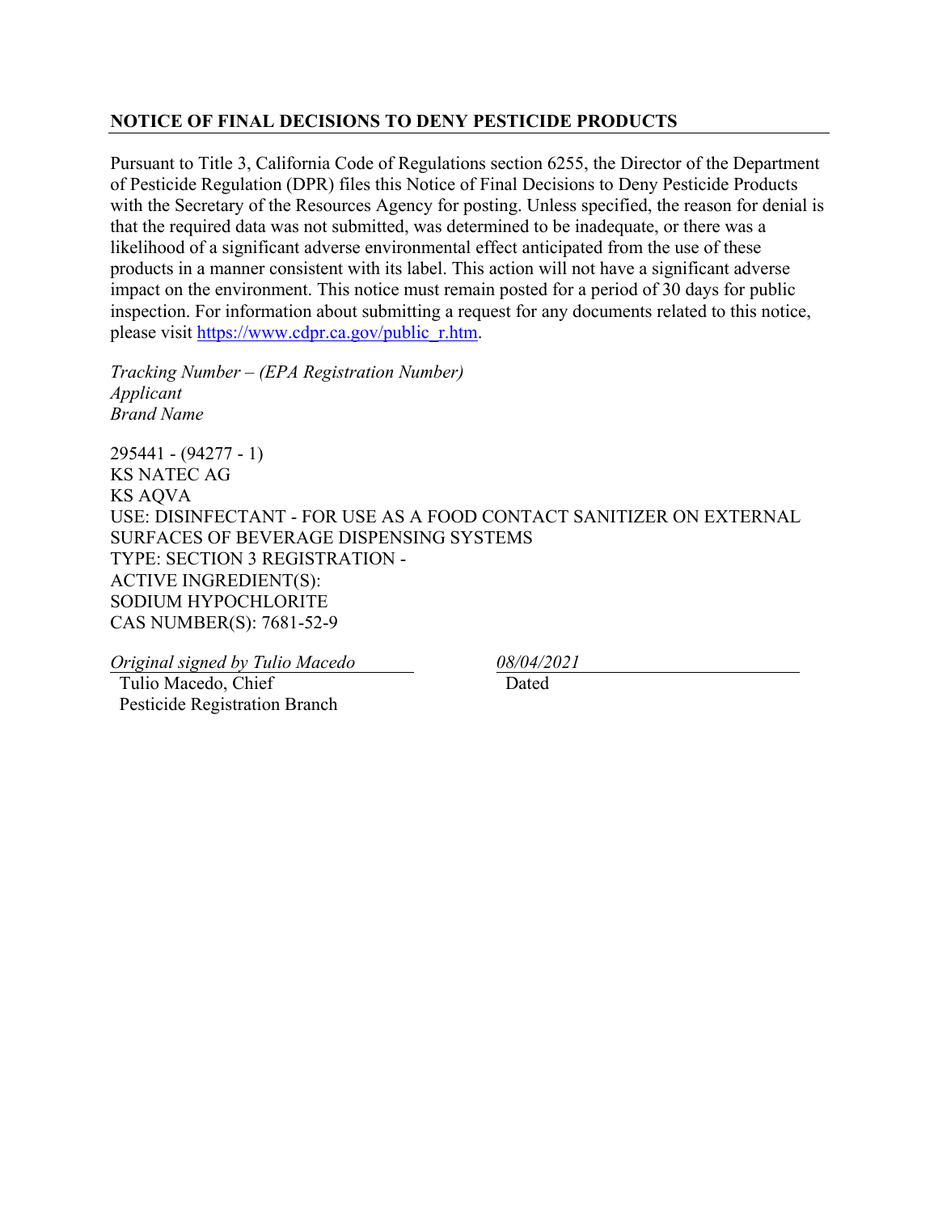## NOTICE OF FINAL DECISIONS TO DENY PESTICIDE PRODUCTS

Pursuant to Title 3, California Code of Regulations section 6255, the Director of the Department of Pesticide Regulation (DPR) files this Notice of Final Decisions to Deny Pesticide Products with the Secretary of the Resources Agency for posting. Unless specified, the reason for denial is that the required data was not submitted, was determined to be inadequate, or there was a likelihood of a significant adverse environmental effect anticipated from the use of these products in a manner consistent with its label. This action will not have a significant adverse impact on the environment. This notice must remain posted for a period of 30 days for public inspection. For information about submitting a request for any documents related to this notice, please visit https://www.cdpr.ca.gov/public_r.htm.

*Tracking Number – (EPA Registration Number)*
*Applicant*
*Brand Name*

295441 - (94277 - 1)
KS NATEC AG
KS AQVA
USE: DISINFECTANT - FOR USE AS A FOOD CONTACT SANITIZER ON EXTERNAL SURFACES OF BEVERAGE DISPENSING SYSTEMS
TYPE: SECTION 3 REGISTRATION -
ACTIVE INGREDIENT(S):
SODIUM HYPOCHLORITE
CAS NUMBER(S): 7681-52-9

*Original signed by Tulio Macedo*
Tulio Macedo, Chief
Pesticide Registration Branch

*08/04/2021*
Dated